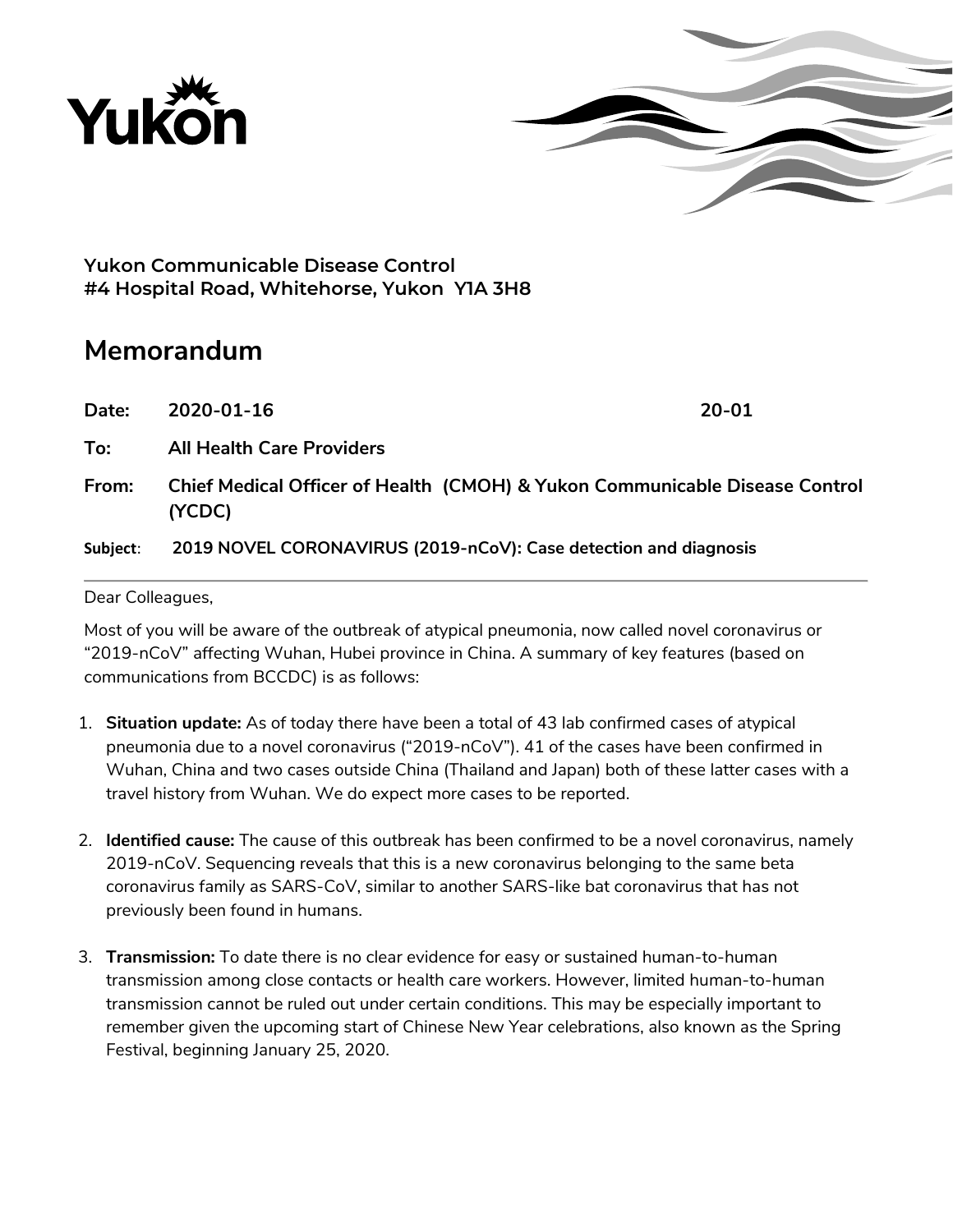Yukon

**Yukon Communicable Disease Control**
**#4 Hospital Road, Whitehorse, Yukon Y1A 3H8**

# Memorandum

| | | |
|---|---|---|
| **Date:** | **2020-01-16** | **20-01** |
| **To:** | **All Health Care Providers** | |
| **From:** | **Chief Medical Officer of Health (CMOH) & Yukon Communicable Disease Control (YCDC)** | |
| **Subject**: | **2019 NOVEL CORONAVIRUS (2019-nCoV): Case detection and diagnosis** | |

---

Dear Colleagues,

Most of you will be aware of the outbreak of atypical pneumonia, now called novel coronavirus or "2019-nCoV" affecting Wuhan, Hubei province in China. A summary of key features (based on communications from BCCDC) is as follows:

1. **Situation update:** As of today there have been a total of 43 lab confirmed cases of atypical pneumonia due to a novel coronavirus ("2019-nCoV"). 41 of the cases have been confirmed in Wuhan, China and two cases outside China (Thailand and Japan) both of these latter cases with a travel history from Wuhan. We do expect more cases to be reported.

2. **Identified cause:** The cause of this outbreak has been confirmed to be a novel coronavirus, namely 2019-nCoV. Sequencing reveals that this is a new coronavirus belonging to the same beta coronavirus family as SARS-CoV, similar to another SARS-like bat coronavirus that has not previously been found in humans.

3. **Transmission:** To date there is no clear evidence for easy or sustained human-to-human transmission among close contacts or health care workers. However, limited human-to-human transmission cannot be ruled out under certain conditions. This may be especially important to remember given the upcoming start of Chinese New Year celebrations, also known as the Spring Festival, beginning January 25, 2020.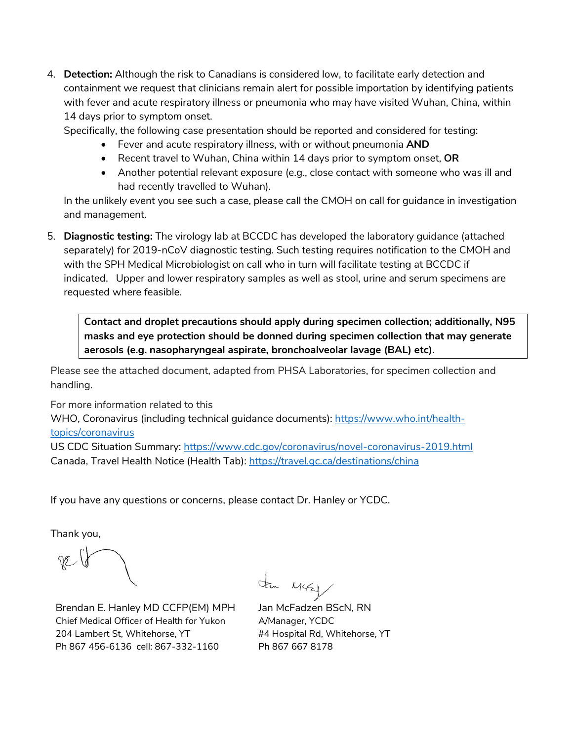4. **Detection:** Although the risk to Canadians is considered low, to facilitate early detection and containment we request that clinicians remain alert for possible importation by identifying patients with fever and acute respiratory illness or pneumonia who may have visited Wuhan, China, within 14 days prior to symptom onset.
   Specifically, the following case presentation should be reported and considered for testing:
   - Fever and acute respiratory illness, with or without pneumonia **AND**
   - Recent travel to Wuhan, China within 14 days prior to symptom onset, **OR**
   - Another potential relevant exposure (e.g., close contact with someone who was ill and had recently travelled to Wuhan).

   In the unlikely event you see such a case, please call the CMOH on call for guidance in investigation and management.

5. **Diagnostic testing:** The virology lab at BCCDC has developed the laboratory guidance (attached separately) for 2019-nCoV diagnostic testing. Such testing requires notification to the CMOH and with the SPH Medical Microbiologist on call who in turn will facilitate testing at BCCDC if indicated. Upper and lower respiratory samples as well as stool, urine and serum specimens are requested where feasible.

**Contact and droplet precautions should apply during specimen collection; additionally, N95 masks and eye protection should be donned during specimen collection that may generate aerosols (e.g. nasopharyngeal aspirate, bronchoalveolar lavage (BAL) etc).**

Please see the attached document, adapted from PHSA Laboratories, for specimen collection and handling.

For more information related to this
WHO, Coronavirus (including technical guidance documents): https://www.who.int/health-topics/coronavirus
US CDC Situation Summary: https://www.cdc.gov/coronavirus/novel-coronavirus-2019.html
Canada, Travel Health Notice (Health Tab): https://travel.gc.ca/destinations/china

If you have any questions or concerns, please contact Dr. Hanley or YCDC.

Thank you,

Brendan E. Hanley MD CCFP(EM) MPH
Chief Medical Officer of Health for Yukon
204 Lambert St, Whitehorse, YT
Ph 867 456-6136 cell: 867-332-1160

Jan McFadzen BScN, RN
A/Manager, YCDC
#4 Hospital Rd, Whitehorse, YT
Ph 867 667 8178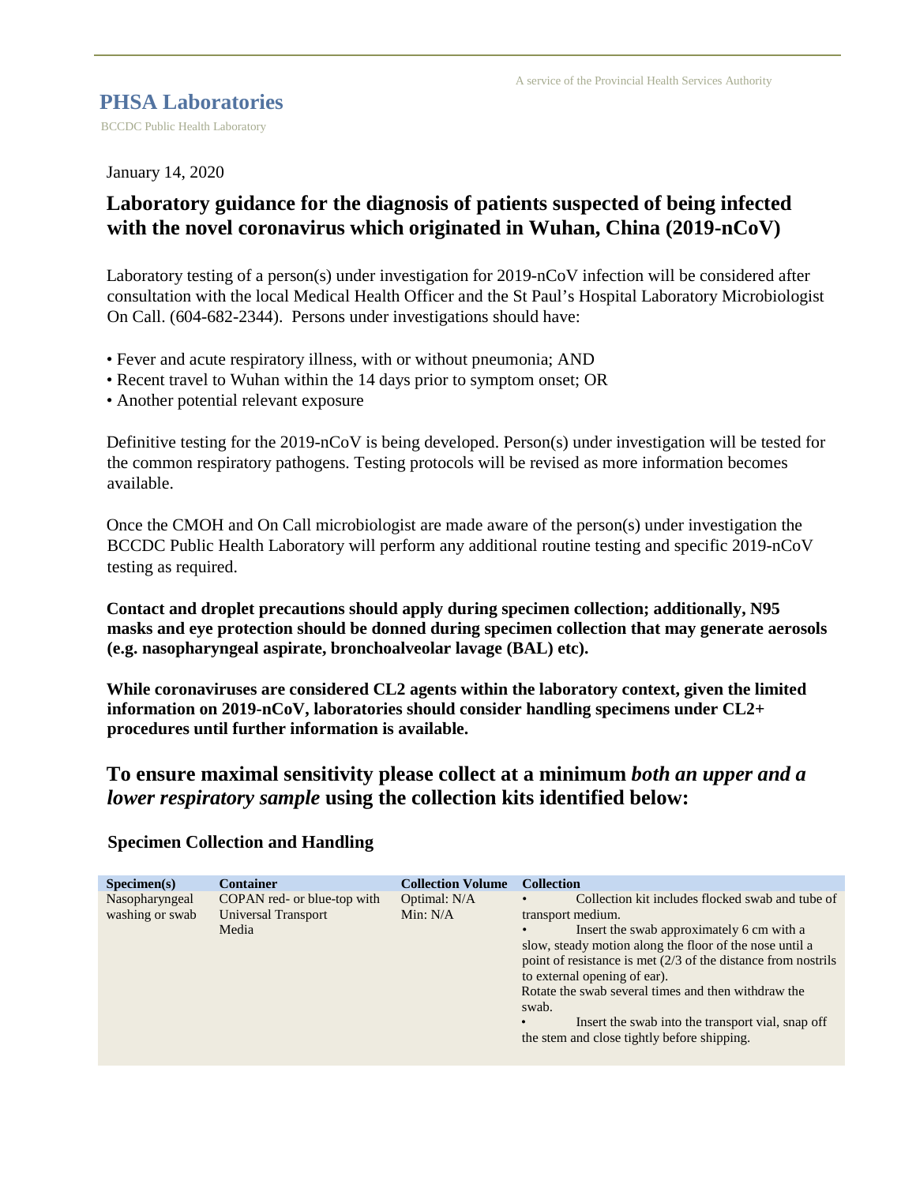**PHSA Laboratories**

BCCDC Public Health Laboratory

January 14, 2020

## Laboratory guidance for the diagnosis of patients suspected of being infected with the novel coronavirus which originated in Wuhan, China (2019-nCoV)

Laboratory testing of a person(s) under investigation for 2019-nCoV infection will be considered after consultation with the local Medical Health Officer and the St Paul's Hospital Laboratory Microbiologist On Call. (604-682-2344). Persons under investigations should have:

- Fever and acute respiratory illness, with or without pneumonia; AND
- Recent travel to Wuhan within the 14 days prior to symptom onset; OR
- Another potential relevant exposure

Definitive testing for the 2019-nCoV is being developed. Person(s) under investigation will be tested for the common respiratory pathogens. Testing protocols will be revised as more information becomes available.

Once the CMOH and On Call microbiologist are made aware of the person(s) under investigation the BCCDC Public Health Laboratory will perform any additional routine testing and specific 2019-nCoV testing as required.

**Contact and droplet precautions should apply during specimen collection; additionally, N95 masks and eye protection should be donned during specimen collection that may generate aerosols (e.g. nasopharyngeal aspirate, bronchoalveolar lavage (BAL) etc).**

**While coronaviruses are considered CL2 agents within the laboratory context, given the limited information on 2019-nCoV, laboratories should consider handling specimens under CL2+ procedures until further information is available.**

## To ensure maximal sensitivity please collect at a minimum *both an upper and a lower respiratory sample* using the collection kits identified below:

### Specimen Collection and Handling

| Specimen(s) | Container | Collection Volume | Collection |
|---|---|---|---|
| Nasopharyngeal washing or swab | COPAN red- or blue-top with Universal Transport Media | Optimal: N/A<br>Min: N/A | • Collection kit includes flocked swab and tube of transport medium.<br>• Insert the swab approximately 6 cm with a slow, steady motion along the floor of the nose until a point of resistance is met (2/3 of the distance from nostrils to external opening of ear).<br>Rotate the swab several times and then withdraw the swab.<br>• Insert the swab into the transport vial, snap off the stem and close tightly before shipping. |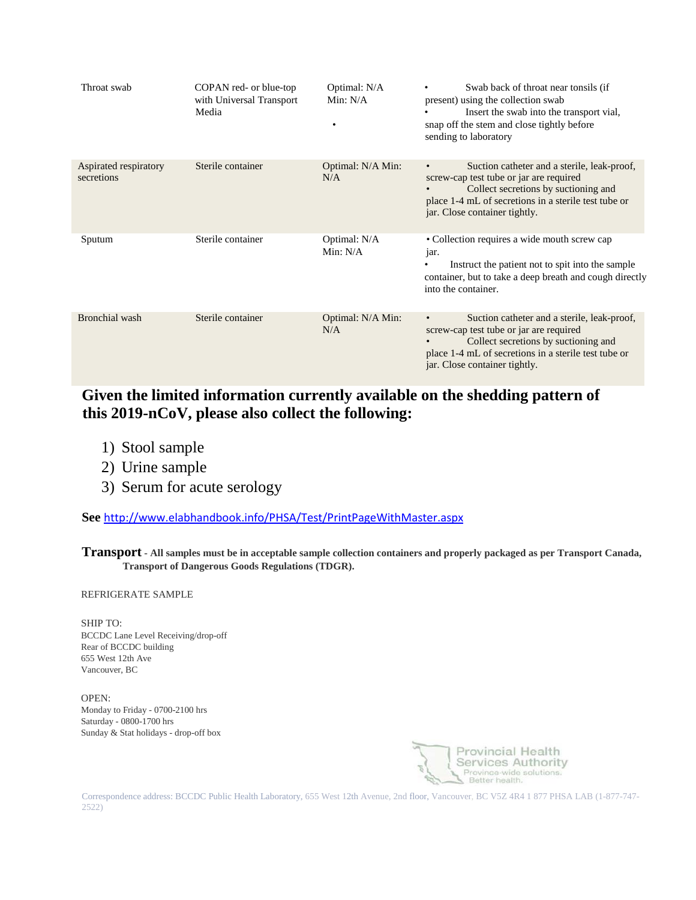| | | | |
|---|---|---|---|
| Throat swab | COPAN red- or blue-top with Universal Transport Media | Optimal: N/A<br>Min: N/A<br>• | • Swab back of throat near tonsils (if present) using the collection swab<br>• Insert the swab into the transport vial, snap off the stem and close tightly before sending to laboratory |
| Aspirated respiratory secretions | Sterile container | Optimal: N/A Min: N/A | • Suction catheter and a sterile, leak-proof, screw-cap test tube or jar are required<br>• Collect secretions by suctioning and place 1-4 mL of secretions in a sterile test tube or jar. Close container tightly. |
| Sputum | Sterile container | Optimal: N/A<br>Min: N/A | • Collection requires a wide mouth screw cap jar.<br>• Instruct the patient not to spit into the sample container, but to take a deep breath and cough directly into the container. |
| Bronchial wash | Sterile container | Optimal: N/A Min: N/A | • Suction catheter and a sterile, leak-proof, screw-cap test tube or jar are required<br>• Collect secretions by suctioning and place 1-4 mL of secretions in a sterile test tube or jar. Close container tightly. |

## Given the limited information currently available on the shedding pattern of this 2019-nCoV, please also collect the following:

1) Stool sample
2) Urine sample
3) Serum for acute serology

**See** http://www.elabhandbook.info/PHSA/Test/PrintPageWithMaster.aspx

**Transport** - **All samples must be in acceptable sample collection containers and properly packaged as per Transport Canada, Transport of Dangerous Goods Regulations (TDGR).**

REFRIGERATE SAMPLE

SHIP TO:
BCCDC Lane Level Receiving/drop-off
Rear of BCCDC building
655 West 12th Ave
Vancouver, BC

OPEN:
Monday to Friday - 0700-2100 hrs
Saturday - 0800-1700 hrs
Sunday & Stat holidays - drop-off box

Provincial Health Services Authority
Province-wide solutions. Better health.

Correspondence address: BCCDC Public Health Laboratory, 655 West 12th Avenue, 2nd floor, Vancouver, BC V5Z 4R4 1 877 PHSA LAB (1-877-747-2522)